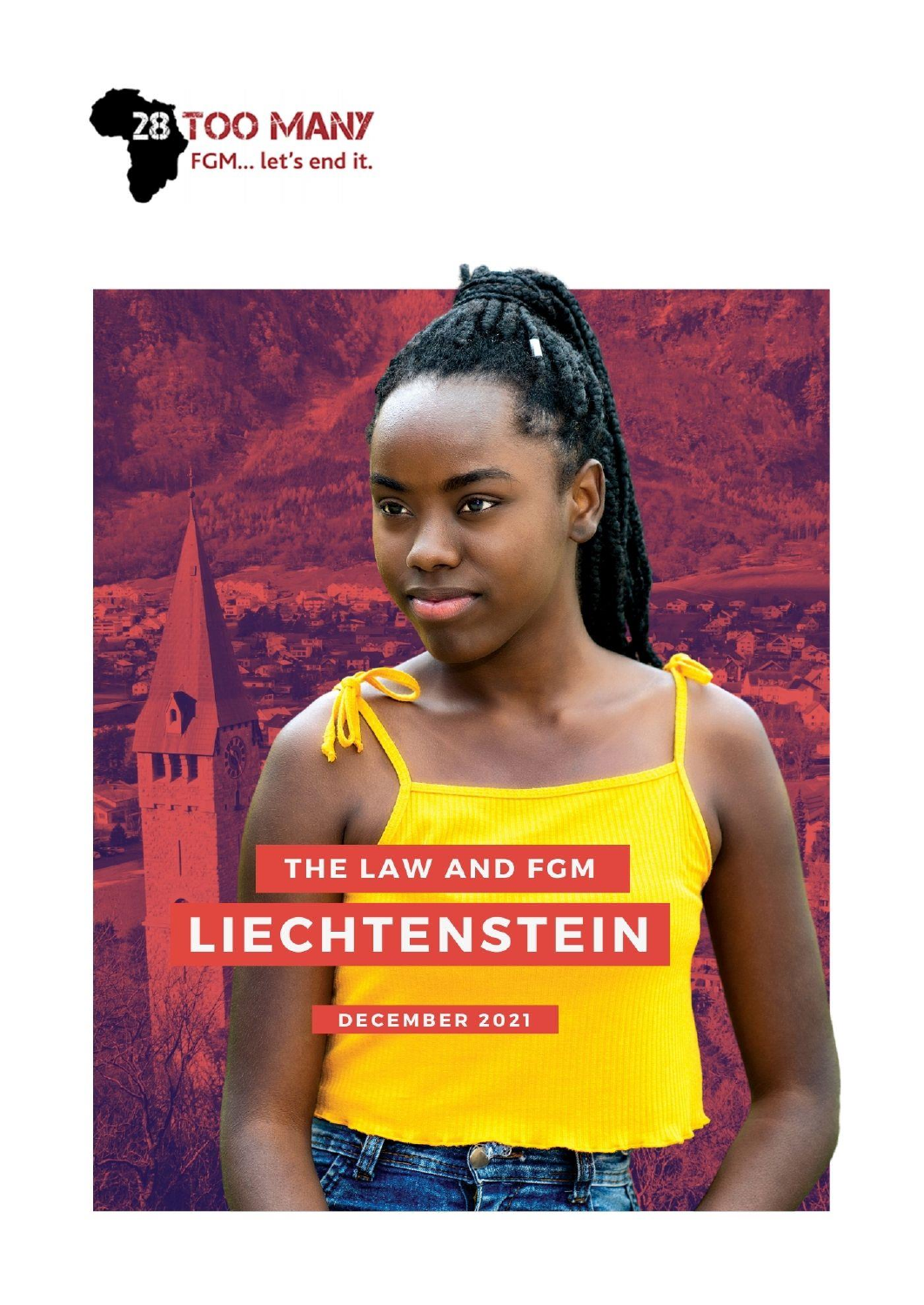28 TOO MANY

FGM... let's end it.

# THE LAW AND FGM

# LIECHTENSTEIN

DECEMBER 2021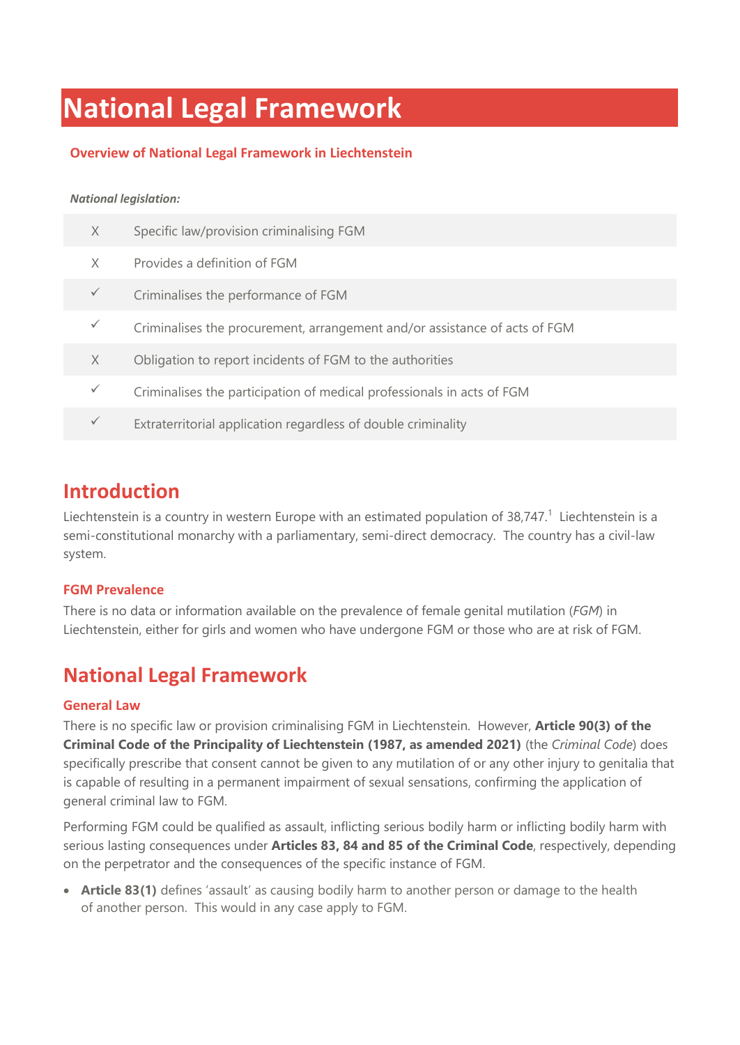# National Legal Framework

## Overview of National Legal Framework in Liechtenstein

***National legislation:***

| | |
|---|---|
| X | Specific law/provision criminalising FGM |
| X | Provides a definition of FGM |
| ✓ | Criminalises the performance of FGM |
| ✓ | Criminalises the procurement, arrangement and/or assistance of acts of FGM |
| X | Obligation to report incidents of FGM to the authorities |
| ✓ | Criminalises the participation of medical professionals in acts of FGM |
| ✓ | Extraterritorial application regardless of double criminality |

## Introduction

Liechtenstein is a country in western Europe with an estimated population of 38,747.[1] Liechtenstein is a semi-constitutional monarchy with a parliamentary, semi-direct democracy. The country has a civil-law system.

### FGM Prevalence

There is no data or information available on the prevalence of female genital mutilation (*FGM*) in Liechtenstein, either for girls and women who have undergone FGM or those who are at risk of FGM.

## National Legal Framework

### General Law

There is no specific law or provision criminalising FGM in Liechtenstein. However, **Article 90(3) of the Criminal Code of the Principality of Liechtenstein (1987, as amended 2021)** (the *Criminal Code*) does specifically prescribe that consent cannot be given to any mutilation of or any other injury to genitalia that is capable of resulting in a permanent impairment of sexual sensations, confirming the application of general criminal law to FGM.

Performing FGM could be qualified as assault, inflicting serious bodily harm or inflicting bodily harm with serious lasting consequences under **Articles 83, 84 and 85 of the Criminal Code**, respectively, depending on the perpetrator and the consequences of the specific instance of FGM.

- **Article 83(1)** defines 'assault' as causing bodily harm to another person or damage to the health of another person. This would in any case apply to FGM.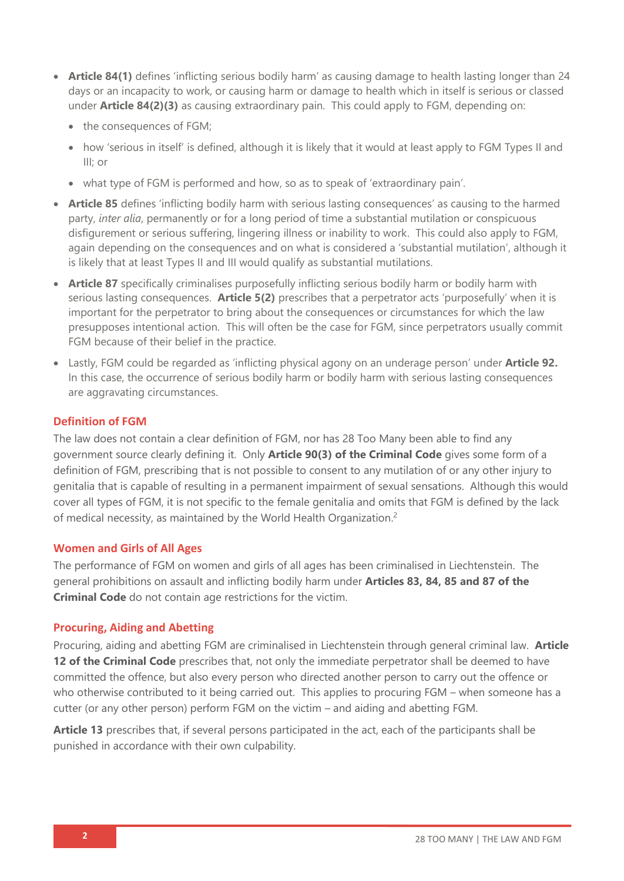- **Article 84(1)** defines 'inflicting serious bodily harm' as causing damage to health lasting longer than 24 days or an incapacity to work, or causing harm or damage to health which in itself is serious or classed under **Article 84(2)(3)** as causing extraordinary pain. This could apply to FGM, depending on:
  - the consequences of FGM;
  - how 'serious in itself' is defined, although it is likely that it would at least apply to FGM Types II and III; or
  - what type of FGM is performed and how, so as to speak of 'extraordinary pain'.
- **Article 85** defines 'inflicting bodily harm with serious lasting consequences' as causing to the harmed party, *inter alia*, permanently or for a long period of time a substantial mutilation or conspicuous disfigurement or serious suffering, lingering illness or inability to work. This could also apply to FGM, again depending on the consequences and on what is considered a 'substantial mutilation', although it is likely that at least Types II and III would qualify as substantial mutilations.
- **Article 87** specifically criminalises purposefully inflicting serious bodily harm or bodily harm with serious lasting consequences. **Article 5(2)** prescribes that a perpetrator acts 'purposefully' when it is important for the perpetrator to bring about the consequences or circumstances for which the law presupposes intentional action. This will often be the case for FGM, since perpetrators usually commit FGM because of their belief in the practice.
- Lastly, FGM could be regarded as 'inflicting physical agony on an underage person' under **Article 92.** In this case, the occurrence of serious bodily harm or bodily harm with serious lasting consequences are aggravating circumstances.

### Definition of FGM

The law does not contain a clear definition of FGM, nor has 28 Too Many been able to find any government source clearly defining it. Only **Article 90(3) of the Criminal Code** gives some form of a definition of FGM, prescribing that is not possible to consent to any mutilation of or any other injury to genitalia that is capable of resulting in a permanent impairment of sexual sensations. Although this would cover all types of FGM, it is not specific to the female genitalia and omits that FGM is defined by the lack of medical necessity, as maintained by the World Health Organization.[2]

### Women and Girls of All Ages

The performance of FGM on women and girls of all ages has been criminalised in Liechtenstein. The general prohibitions on assault and inflicting bodily harm under **Articles 83, 84, 85 and 87 of the Criminal Code** do not contain age restrictions for the victim.

### Procuring, Aiding and Abetting

Procuring, aiding and abetting FGM are criminalised in Liechtenstein through general criminal law. **Article 12 of the Criminal Code** prescribes that, not only the immediate perpetrator shall be deemed to have committed the offence, but also every person who directed another person to carry out the offence or who otherwise contributed to it being carried out. This applies to procuring FGM – when someone has a cutter (or any other person) perform FGM on the victim – and aiding and abetting FGM.

**Article 13** prescribes that, if several persons participated in the act, each of the participants shall be punished in accordance with their own culpability.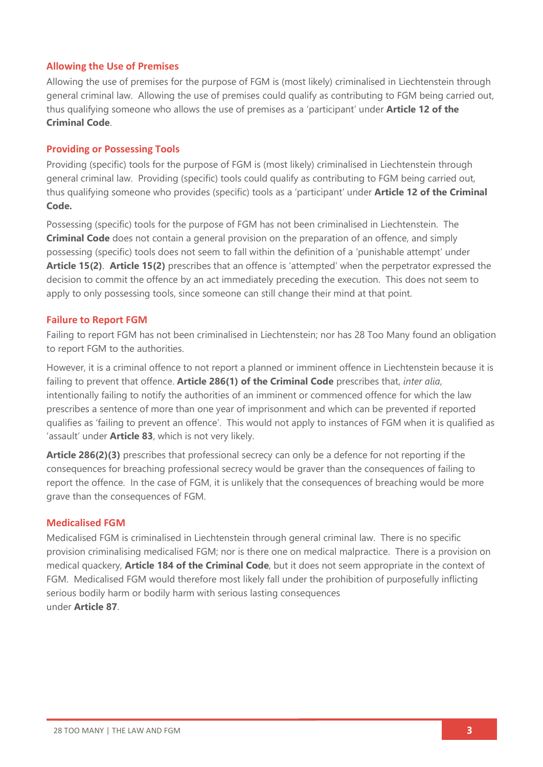### Allowing the Use of Premises

Allowing the use of premises for the purpose of FGM is (most likely) criminalised in Liechtenstein through general criminal law. Allowing the use of premises could qualify as contributing to FGM being carried out, thus qualifying someone who allows the use of premises as a 'participant' under **Article 12 of the Criminal Code**.

### Providing or Possessing Tools

Providing (specific) tools for the purpose of FGM is (most likely) criminalised in Liechtenstein through general criminal law. Providing (specific) tools could qualify as contributing to FGM being carried out, thus qualifying someone who provides (specific) tools as a 'participant' under **Article 12 of the Criminal Code.**

Possessing (specific) tools for the purpose of FGM has not been criminalised in Liechtenstein. The **Criminal Code** does not contain a general provision on the preparation of an offence, and simply possessing (specific) tools does not seem to fall within the definition of a 'punishable attempt' under **Article 15(2)**. **Article 15(2)** prescribes that an offence is 'attempted' when the perpetrator expressed the decision to commit the offence by an act immediately preceding the execution. This does not seem to apply to only possessing tools, since someone can still change their mind at that point.

### Failure to Report FGM

Failing to report FGM has not been criminalised in Liechtenstein; nor has 28 Too Many found an obligation to report FGM to the authorities.

However, it is a criminal offence to not report a planned or imminent offence in Liechtenstein because it is failing to prevent that offence. **Article 286(1) of the Criminal Code** prescribes that, *inter alia*, intentionally failing to notify the authorities of an imminent or commenced offence for which the law prescribes a sentence of more than one year of imprisonment and which can be prevented if reported qualifies as 'failing to prevent an offence'. This would not apply to instances of FGM when it is qualified as 'assault' under **Article 83**, which is not very likely.

**Article 286(2)(3)** prescribes that professional secrecy can only be a defence for not reporting if the consequences for breaching professional secrecy would be graver than the consequences of failing to report the offence. In the case of FGM, it is unlikely that the consequences of breaching would be more grave than the consequences of FGM.

### Medicalised FGM

Medicalised FGM is criminalised in Liechtenstein through general criminal law. There is no specific provision criminalising medicalised FGM; nor is there one on medical malpractice. There is a provision on medical quackery, **Article 184 of the Criminal Code**, but it does not seem appropriate in the context of FGM. Medicalised FGM would therefore most likely fall under the prohibition of purposefully inflicting serious bodily harm or bodily harm with serious lasting consequences under **Article 87**.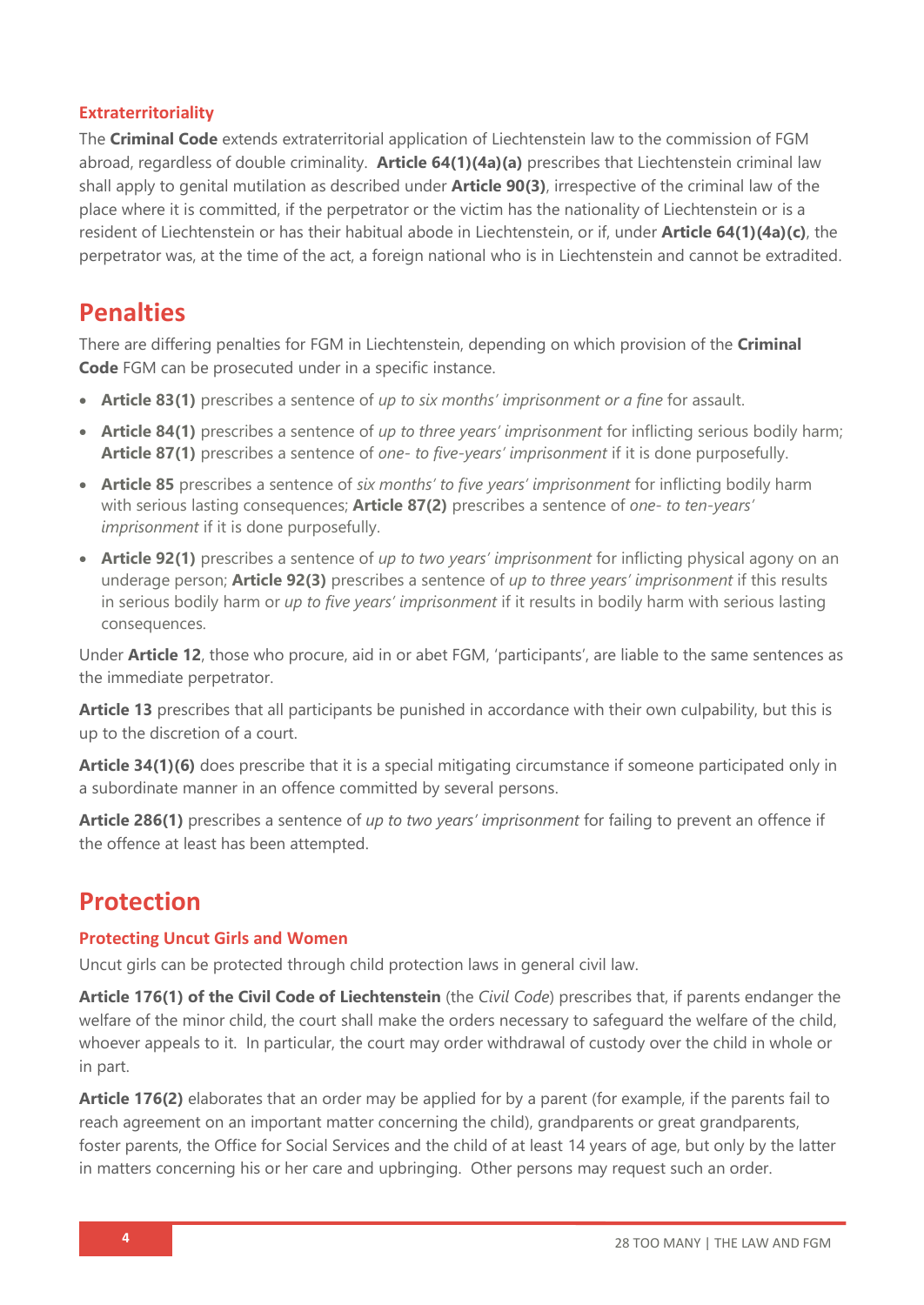### Extraterritoriality

The **Criminal Code** extends extraterritorial application of Liechtenstein law to the commission of FGM abroad, regardless of double criminality. **Article 64(1)(4a)(a)** prescribes that Liechtenstein criminal law shall apply to genital mutilation as described under **Article 90(3)**, irrespective of the criminal law of the place where it is committed, if the perpetrator or the victim has the nationality of Liechtenstein or is a resident of Liechtenstein or has their habitual abode in Liechtenstein, or if, under **Article 64(1)(4a)(c)**, the perpetrator was, at the time of the act, a foreign national who is in Liechtenstein and cannot be extradited.

## Penalties

There are differing penalties for FGM in Liechtenstein, depending on which provision of the **Criminal Code** FGM can be prosecuted under in a specific instance.

- **Article 83(1)** prescribes a sentence of *up to six months' imprisonment or a fine* for assault.
- **Article 84(1)** prescribes a sentence of *up to three years' imprisonment* for inflicting serious bodily harm; **Article 87(1)** prescribes a sentence of *one- to five-years' imprisonment* if it is done purposefully.
- **Article 85** prescribes a sentence of *six months' to five years' imprisonment* for inflicting bodily harm with serious lasting consequences; **Article 87(2)** prescribes a sentence of *one- to ten-years' imprisonment* if it is done purposefully.
- **Article 92(1)** prescribes a sentence of *up to two years' imprisonment* for inflicting physical agony on an underage person; **Article 92(3)** prescribes a sentence of *up to three years' imprisonment* if this results in serious bodily harm or *up to five years' imprisonment* if it results in bodily harm with serious lasting consequences.

Under **Article 12**, those who procure, aid in or abet FGM, 'participants', are liable to the same sentences as the immediate perpetrator.

**Article 13** prescribes that all participants be punished in accordance with their own culpability, but this is up to the discretion of a court.

**Article 34(1)(6)** does prescribe that it is a special mitigating circumstance if someone participated only in a subordinate manner in an offence committed by several persons.

**Article 286(1)** prescribes a sentence of *up to two years' imprisonment* for failing to prevent an offence if the offence at least has been attempted.

## Protection

### Protecting Uncut Girls and Women

Uncut girls can be protected through child protection laws in general civil law.

**Article 176(1) of the Civil Code of Liechtenstein** (the *Civil Code*) prescribes that, if parents endanger the welfare of the minor child, the court shall make the orders necessary to safeguard the welfare of the child, whoever appeals to it. In particular, the court may order withdrawal of custody over the child in whole or in part.

**Article 176(2)** elaborates that an order may be applied for by a parent (for example, if the parents fail to reach agreement on an important matter concerning the child), grandparents or great grandparents, foster parents, the Office for Social Services and the child of at least 14 years of age, but only by the latter in matters concerning his or her care and upbringing. Other persons may request such an order.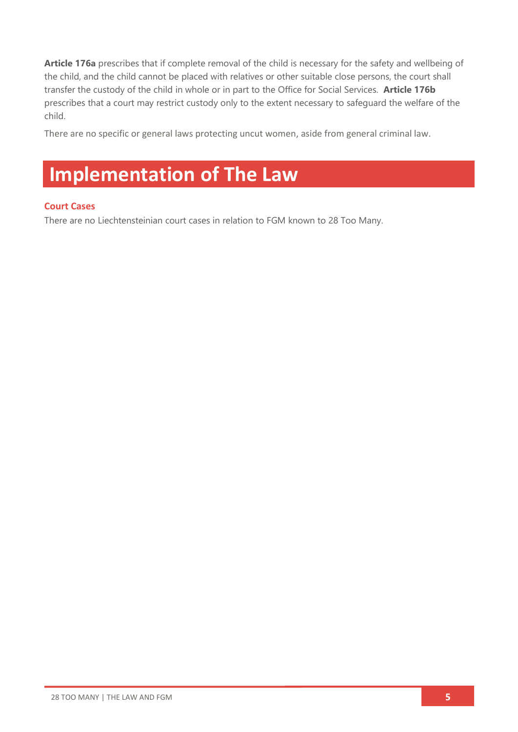**Article 176a** prescribes that if complete removal of the child is necessary for the safety and wellbeing of the child, and the child cannot be placed with relatives or other suitable close persons, the court shall transfer the custody of the child in whole or in part to the Office for Social Services. **Article 176b** prescribes that a court may restrict custody only to the extent necessary to safeguard the welfare of the child.

There are no specific or general laws protecting uncut women, aside from general criminal law.

# Implementation of The Law

### Court Cases

There are no Liechtensteinian court cases in relation to FGM known to 28 Too Many.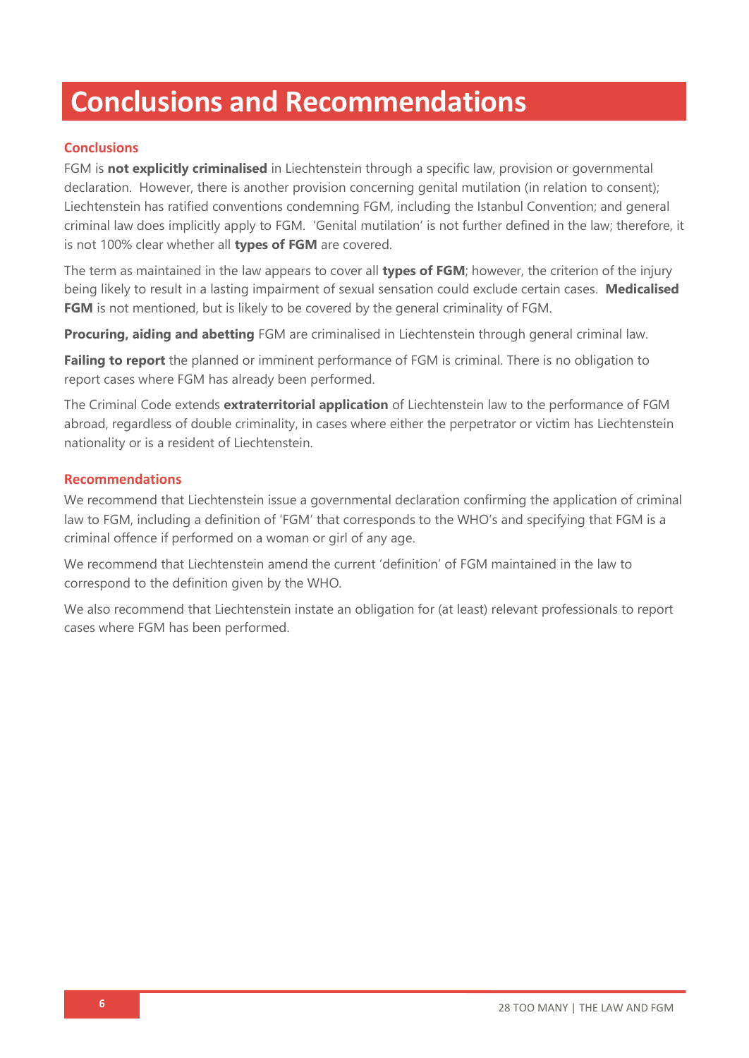# Conclusions and Recommendations

### Conclusions

FGM is **not explicitly criminalised** in Liechtenstein through a specific law, provision or governmental declaration. However, there is another provision concerning genital mutilation (in relation to consent); Liechtenstein has ratified conventions condemning FGM, including the Istanbul Convention; and general criminal law does implicitly apply to FGM. 'Genital mutilation' is not further defined in the law; therefore, it is not 100% clear whether all **types of FGM** are covered.

The term as maintained in the law appears to cover all **types of FGM**; however, the criterion of the injury being likely to result in a lasting impairment of sexual sensation could exclude certain cases. **Medicalised FGM** is not mentioned, but is likely to be covered by the general criminality of FGM.

**Procuring, aiding and abetting** FGM are criminalised in Liechtenstein through general criminal law.

**Failing to report** the planned or imminent performance of FGM is criminal. There is no obligation to report cases where FGM has already been performed.

The Criminal Code extends **extraterritorial application** of Liechtenstein law to the performance of FGM abroad, regardless of double criminality, in cases where either the perpetrator or victim has Liechtenstein nationality or is a resident of Liechtenstein.

### Recommendations

We recommend that Liechtenstein issue a governmental declaration confirming the application of criminal law to FGM, including a definition of 'FGM' that corresponds to the WHO's and specifying that FGM is a criminal offence if performed on a woman or girl of any age.

We recommend that Liechtenstein amend the current 'definition' of FGM maintained in the law to correspond to the definition given by the WHO.

We also recommend that Liechtenstein instate an obligation for (at least) relevant professionals to report cases where FGM has been performed.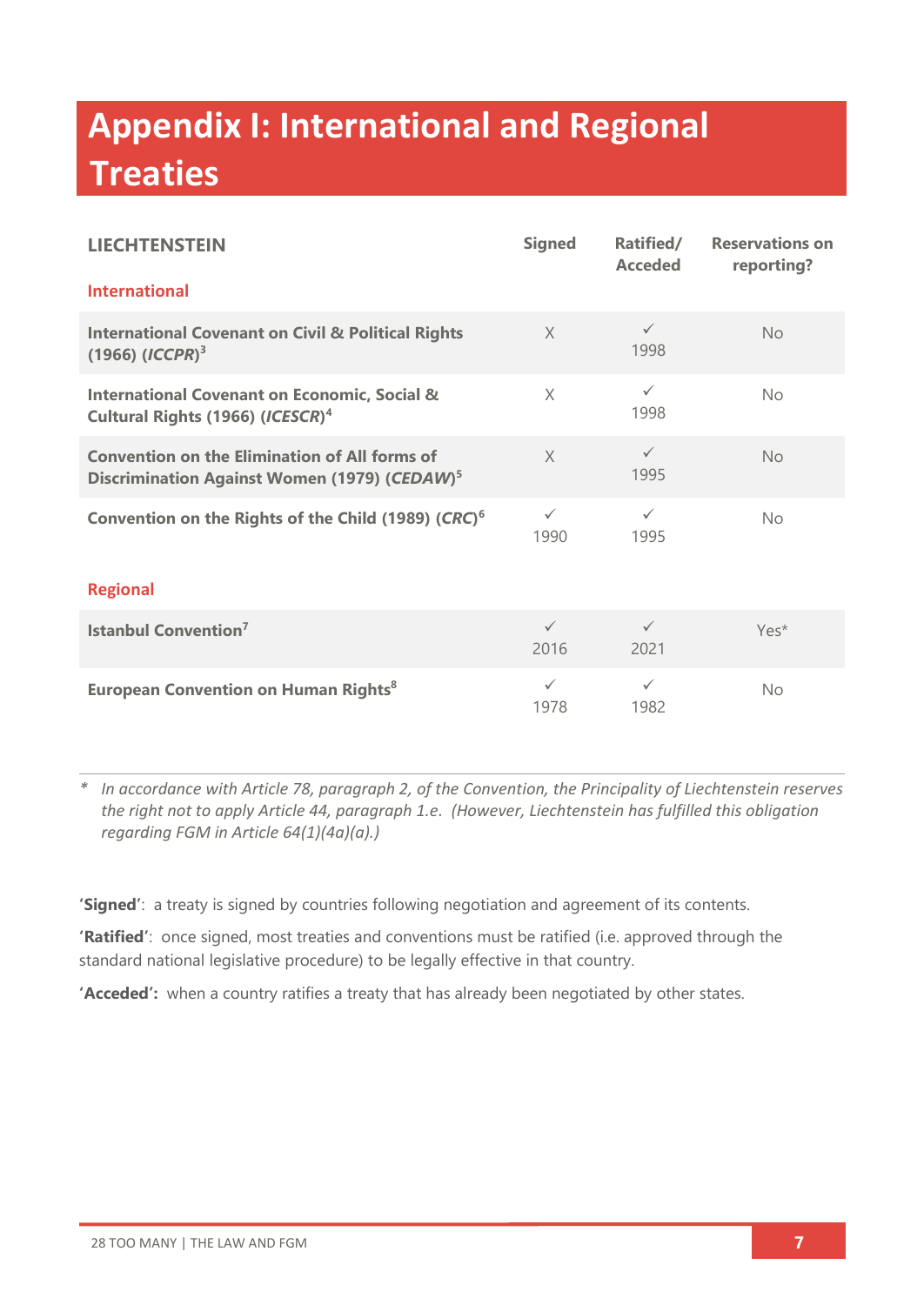# Appendix I: International and Regional Treaties

| LIECHTENSTEIN | Signed | Ratified/ Acceded | Reservations on reporting? |
|---|---|---|---|
| **International** | | | |
| **International Covenant on Civil & Political Rights (1966) (*ICCPR*)**[3] | X | ✓ 1998 | No |
| **International Covenant on Economic, Social & Cultural Rights (1966) (*ICESCR*)**[4] | X | ✓ 1998 | No |
| **Convention on the Elimination of All forms of Discrimination Against Women (1979) (*CEDAW*)**[5] | X | ✓ 1995 | No |
| **Convention on the Rights of the Child (1989) (*CRC*)**[6] | ✓ 1990 | ✓ 1995 | No |
| **Regional** | | | |
| **Istanbul Convention**[7] | ✓ 2016 | ✓ 2021 | Yes* |
| **European Convention on Human Rights**[8] | ✓ 1978 | ✓ 1982 | No |

\* *In accordance with Article 78, paragraph 2, of the Convention, the Principality of Liechtenstein reserves the right not to apply Article 44, paragraph 1.e. (However, Liechtenstein has fulfilled this obligation regarding FGM in Article 64(1)(4a)(a).)*

**'Signed'**: a treaty is signed by countries following negotiation and agreement of its contents.

**'Ratified'**: once signed, most treaties and conventions must be ratified (i.e. approved through the standard national legislative procedure) to be legally effective in that country.

**'Acceded':** when a country ratifies a treaty that has already been negotiated by other states.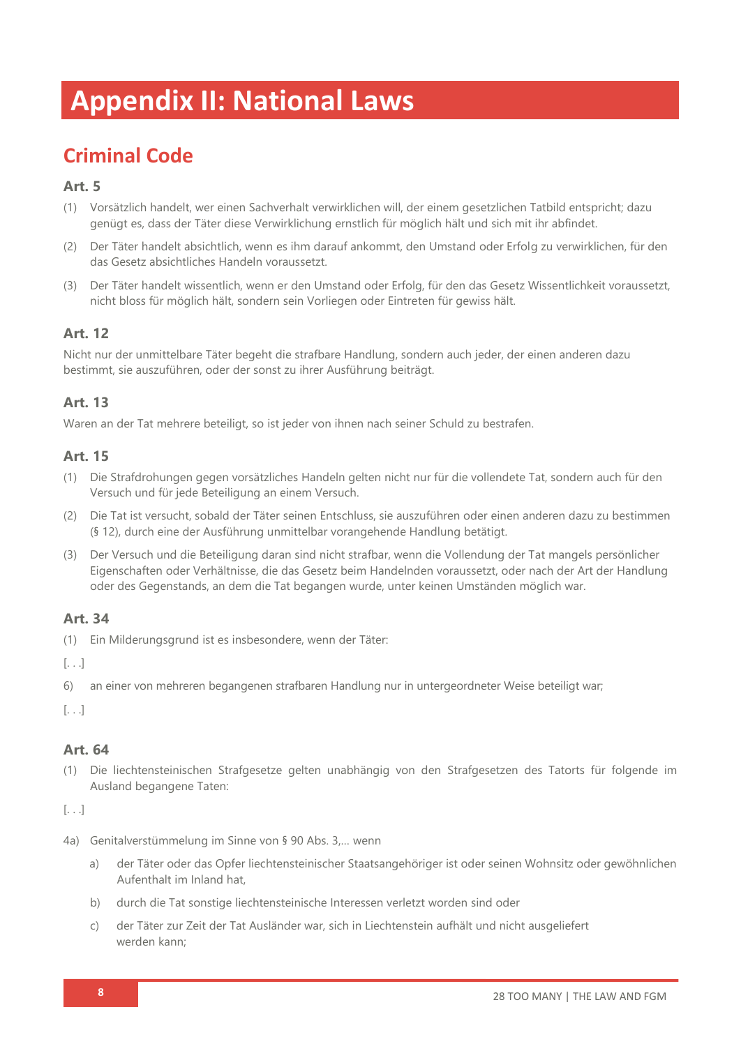# Appendix II: National Laws

## Criminal Code

### Art. 5

(1) Vorsätzlich handelt, wer einen Sachverhalt verwirklichen will, der einem gesetzlichen Tatbild entspricht; dazu genügt es, dass der Täter diese Verwirklichung ernstlich für möglich hält und sich mit ihr abfindet.

(2) Der Täter handelt absichtlich, wenn es ihm darauf ankommt, den Umstand oder Erfolg zu verwirklichen, für den das Gesetz absichtliches Handeln voraussetzt.

(3) Der Täter handelt wissentlich, wenn er den Umstand oder Erfolg, für den das Gesetz Wissentlichkeit voraussetzt, nicht bloss für möglich hält, sondern sein Vorliegen oder Eintreten für gewiss hält.

### Art. 12

Nicht nur der unmittelbare Täter begeht die strafbare Handlung, sondern auch jeder, der einen anderen dazu bestimmt, sie auszuführen, oder der sonst zu ihrer Ausführung beiträgt.

### Art. 13

Waren an der Tat mehrere beteiligt, so ist jeder von ihnen nach seiner Schuld zu bestrafen.

### Art. 15

(1) Die Strafdrohungen gegen vorsätzliches Handeln gelten nicht nur für die vollendete Tat, sondern auch für den Versuch und für jede Beteiligung an einem Versuch.

(2) Die Tat ist versucht, sobald der Täter seinen Entschluss, sie auszuführen oder einen anderen dazu zu bestimmen (§ 12), durch eine der Ausführung unmittelbar vorangehende Handlung betätigt.

(3) Der Versuch und die Beteiligung daran sind nicht strafbar, wenn die Vollendung der Tat mangels persönlicher Eigenschaften oder Verhältnisse, die das Gesetz beim Handelnden voraussetzt, oder nach der Art der Handlung oder des Gegenstands, an dem die Tat begangen wurde, unter keinen Umständen möglich war.

### Art. 34

(1) Ein Milderungsgrund ist es insbesondere, wenn der Täter:

[. . .]

6) an einer von mehreren begangenen strafbaren Handlung nur in untergeordneter Weise beteiligt war;

[. . .]

### Art. 64

(1) Die liechtensteinischen Strafgesetze gelten unabhängig von den Strafgesetzen des Tatorts für folgende im Ausland begangene Taten:

[. . .]

4a) Genitalverstümmelung im Sinne von § 90 Abs. 3,... wenn

a) der Täter oder das Opfer liechtensteinischer Staatsangehöriger ist oder seinen Wohnsitz oder gewöhnlichen Aufenthalt im Inland hat,

b) durch die Tat sonstige liechtensteinische Interessen verletzt worden sind oder

c) der Täter zur Zeit der Tat Ausländer war, sich in Liechtenstein aufhält und nicht ausgeliefert werden kann;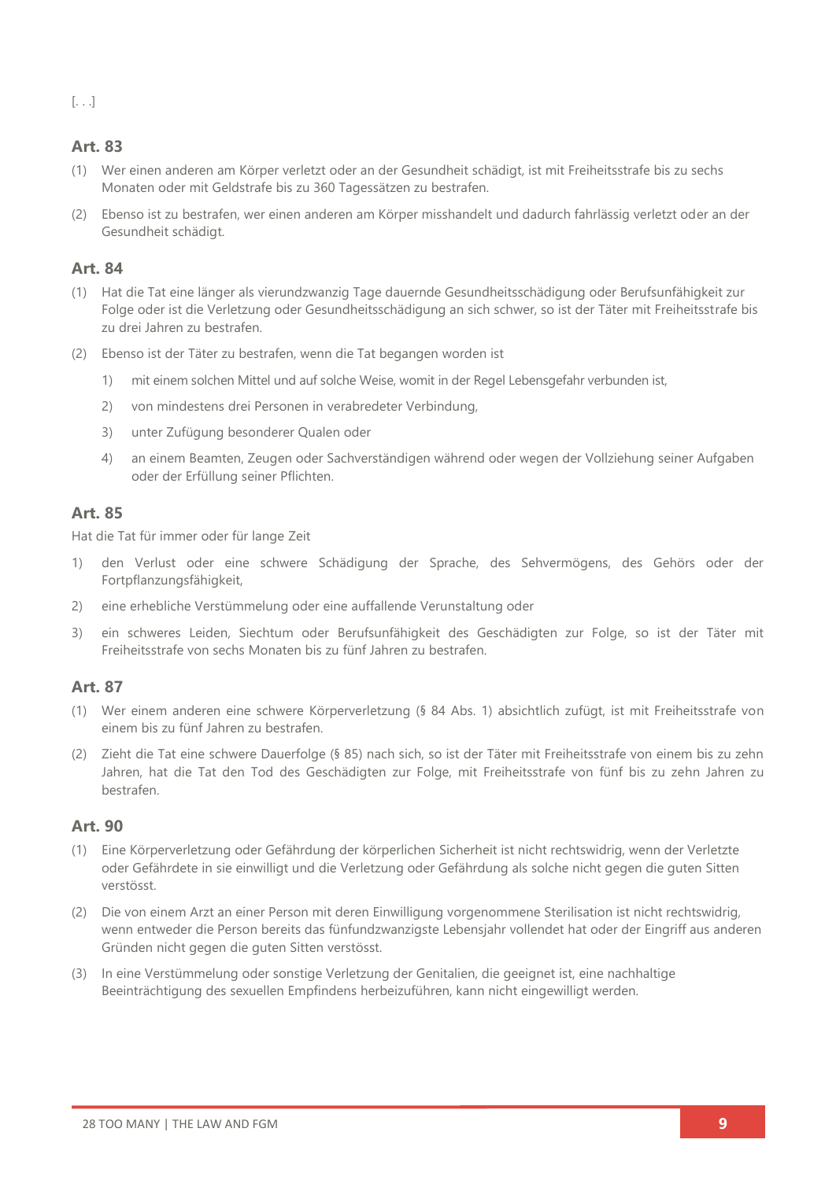[. . .]

### Art. 83

(1) Wer einen anderen am Körper verletzt oder an der Gesundheit schädigt, ist mit Freiheitsstrafe bis zu sechs Monaten oder mit Geldstrafe bis zu 360 Tagessätzen zu bestrafen.

(2) Ebenso ist zu bestrafen, wer einen anderen am Körper misshandelt und dadurch fahrlässig verletzt oder an der Gesundheit schädigt.

### Art. 84

(1) Hat die Tat eine länger als vierundzwanzig Tage dauernde Gesundheitsschädigung oder Berufsunfähigkeit zur Folge oder ist die Verletzung oder Gesundheitsschädigung an sich schwer, so ist der Täter mit Freiheitsstrafe bis zu drei Jahren zu bestrafen.

(2) Ebenso ist der Täter zu bestrafen, wenn die Tat begangen worden ist

1) mit einem solchen Mittel und auf solche Weise, womit in der Regel Lebensgefahr verbunden ist,
2) von mindestens drei Personen in verabredeter Verbindung,
3) unter Zufügung besonderer Qualen oder
4) an einem Beamten, Zeugen oder Sachverständigen während oder wegen der Vollziehung seiner Aufgaben oder der Erfüllung seiner Pflichten.

### Art. 85

Hat die Tat für immer oder für lange Zeit

1) den Verlust oder eine schwere Schädigung der Sprache, des Sehvermögens, des Gehörs oder der Fortpflanzungsfähigkeit,
2) eine erhebliche Verstümmelung oder eine auffallende Verunstaltung oder
3) ein schweres Leiden, Siechtum oder Berufsunfähigkeit des Geschädigten zur Folge, so ist der Täter mit Freiheitsstrafe von sechs Monaten bis zu fünf Jahren zu bestrafen.

### Art. 87

(1) Wer einem anderen eine schwere Körperverletzung (§ 84 Abs. 1) absichtlich zufügt, ist mit Freiheitsstrafe von einem bis zu fünf Jahren zu bestrafen.

(2) Zieht die Tat eine schwere Dauerfolge (§ 85) nach sich, so ist der Täter mit Freiheitsstrafe von einem bis zu zehn Jahren, hat die Tat den Tod des Geschädigten zur Folge, mit Freiheitsstrafe von fünf bis zu zehn Jahren zu bestrafen.

### Art. 90

(1) Eine Körperverletzung oder Gefährdung der körperlichen Sicherheit ist nicht rechtswidrig, wenn der Verletzte oder Gefährdete in sie einwilligt und die Verletzung oder Gefährdung als solche nicht gegen die guten Sitten verstösst.

(2) Die von einem Arzt an einer Person mit deren Einwilligung vorgenommene Sterilisation ist nicht rechtswidrig, wenn entweder die Person bereits das fünfundzwanzigste Lebensjahr vollendet hat oder der Eingriff aus anderen Gründen nicht gegen die guten Sitten verstösst.

(3) In eine Verstümmelung oder sonstige Verletzung der Genitalien, die geeignet ist, eine nachhaltige Beeinträchtigung des sexuellen Empfindens herbeizuführen, kann nicht eingewilligt werden.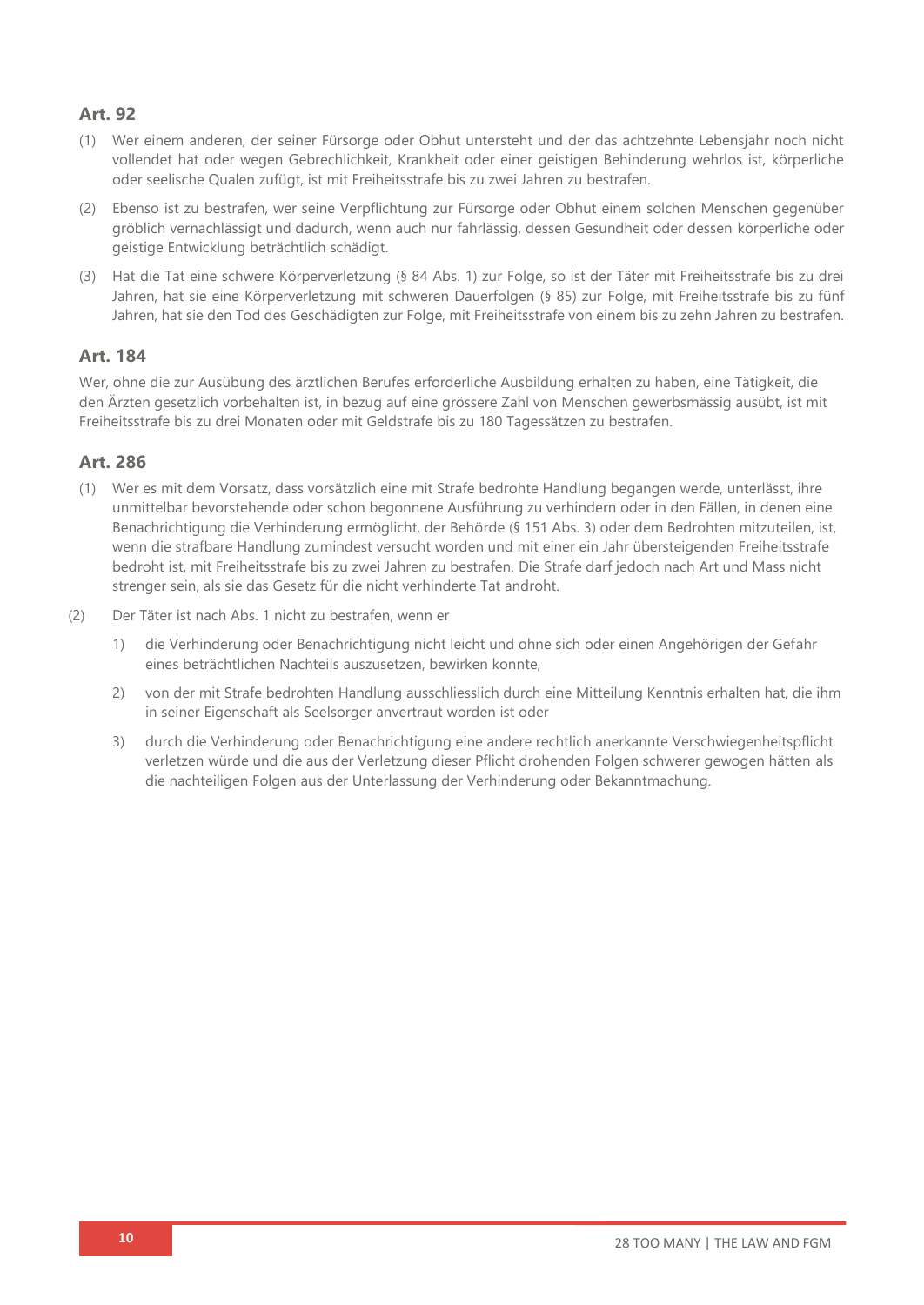## Art. 92

(1) Wer einem anderen, der seiner Fürsorge oder Obhut untersteht und der das achtzehnte Lebensjahr noch nicht vollendet hat oder wegen Gebrechlichkeit, Krankheit oder einer geistigen Behinderung wehrlos ist, körperliche oder seelische Qualen zufügt, ist mit Freiheitsstrafe bis zu zwei Jahren zu bestrafen.

(2) Ebenso ist zu bestrafen, wer seine Verpflichtung zur Fürsorge oder Obhut einem solchen Menschen gegenüber gröblich vernachlässigt und dadurch, wenn auch nur fahrlässig, dessen Gesundheit oder dessen körperliche oder geistige Entwicklung beträchtlich schädigt.

(3) Hat die Tat eine schwere Körperverletzung (§ 84 Abs. 1) zur Folge, so ist der Täter mit Freiheitsstrafe bis zu drei Jahren, hat sie eine Körperverletzung mit schweren Dauerfolgen (§ 85) zur Folge, mit Freiheitsstrafe bis zu fünf Jahren, hat sie den Tod des Geschädigten zur Folge, mit Freiheitsstrafe von einem bis zu zehn Jahren zu bestrafen.

## Art. 184

Wer, ohne die zur Ausübung des ärztlichen Berufes erforderliche Ausbildung erhalten zu haben, eine Tätigkeit, die den Ärzten gesetzlich vorbehalten ist, in bezug auf eine grössere Zahl von Menschen gewerbsmässig ausübt, ist mit Freiheitsstrafe bis zu drei Monaten oder mit Geldstrafe bis zu 180 Tagessätzen zu bestrafen.

## Art. 286

(1) Wer es mit dem Vorsatz, dass vorsätzlich eine mit Strafe bedrohte Handlung begangen werde, unterlässt, ihre unmittelbar bevorstehende oder schon begonnene Ausführung zu verhindern oder in den Fällen, in denen eine Benachrichtigung die Verhinderung ermöglicht, der Behörde (§ 151 Abs. 3) oder dem Bedrohten mitzuteilen, ist, wenn die strafbare Handlung zumindest versucht worden und mit einer ein Jahr übersteigenden Freiheitsstrafe bedroht ist, mit Freiheitsstrafe bis zu zwei Jahren zu bestrafen. Die Strafe darf jedoch nach Art und Mass nicht strenger sein, als sie das Gesetz für die nicht verhinderte Tat androht.

(2) Der Täter ist nach Abs. 1 nicht zu bestrafen, wenn er

1) die Verhinderung oder Benachrichtigung nicht leicht und ohne sich oder einen Angehörigen der Gefahr eines beträchtlichen Nachteils auszusetzen, bewirken konnte,

2) von der mit Strafe bedrohten Handlung ausschliesslich durch eine Mitteilung Kenntnis erhalten hat, die ihm in seiner Eigenschaft als Seelsorger anvertraut worden ist oder

3) durch die Verhinderung oder Benachrichtigung eine andere rechtlich anerkannte Verschwiegenheitspflicht verletzen würde und die aus der Verletzung dieser Pflicht drohenden Folgen schwerer gewogen hätten als die nachteiligen Folgen aus der Unterlassung der Verhinderung oder Bekanntmachung.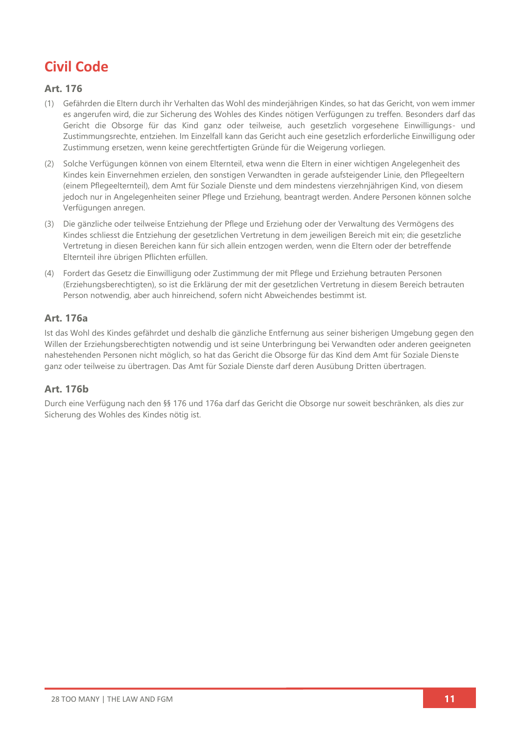# Civil Code

### Art. 176

(1) Gefährden die Eltern durch ihr Verhalten das Wohl des minderjährigen Kindes, so hat das Gericht, von wem immer es angerufen wird, die zur Sicherung des Wohles des Kindes nötigen Verfügungen zu treffen. Besonders darf das Gericht die Obsorge für das Kind ganz oder teilweise, auch gesetzlich vorgesehene Einwilligungs- und Zustimmungsrechte, entziehen. Im Einzelfall kann das Gericht auch eine gesetzlich erforderliche Einwilligung oder Zustimmung ersetzen, wenn keine gerechtfertigten Gründe für die Weigerung vorliegen.

(2) Solche Verfügungen können von einem Elternteil, etwa wenn die Eltern in einer wichtigen Angelegenheit des Kindes kein Einvernehmen erzielen, den sonstigen Verwandten in gerade aufsteigender Linie, den Pflegeeltern (einem Pflegeelternteil), dem Amt für Soziale Dienste und dem mindestens vierzehnjährigen Kind, von diesem jedoch nur in Angelegenheiten seiner Pflege und Erziehung, beantragt werden. Andere Personen können solche Verfügungen anregen.

(3) Die gänzliche oder teilweise Entziehung der Pflege und Erziehung oder der Verwaltung des Vermögens des Kindes schliesst die Entziehung der gesetzlichen Vertretung in dem jeweiligen Bereich mit ein; die gesetzliche Vertretung in diesen Bereichen kann für sich allein entzogen werden, wenn die Eltern oder der betreffende Elternteil ihre übrigen Pflichten erfüllen.

(4) Fordert das Gesetz die Einwilligung oder Zustimmung der mit Pflege und Erziehung betrauten Personen (Erziehungsberechtigten), so ist die Erklärung der mit der gesetzlichen Vertretung in diesem Bereich betrauten Person notwendig, aber auch hinreichend, sofern nicht Abweichendes bestimmt ist.

### Art. 176a

Ist das Wohl des Kindes gefährdet und deshalb die gänzliche Entfernung aus seiner bisherigen Umgebung gegen den Willen der Erziehungsberechtigten notwendig und ist seine Unterbringung bei Verwandten oder anderen geeigneten nahestehenden Personen nicht möglich, so hat das Gericht die Obsorge für das Kind dem Amt für Soziale Dienste ganz oder teilweise zu übertragen. Das Amt für Soziale Dienste darf deren Ausübung Dritten übertragen.

### Art. 176b

Durch eine Verfügung nach den §§ 176 und 176a darf das Gericht die Obsorge nur soweit beschränken, als dies zur Sicherung des Wohles des Kindes nötig ist.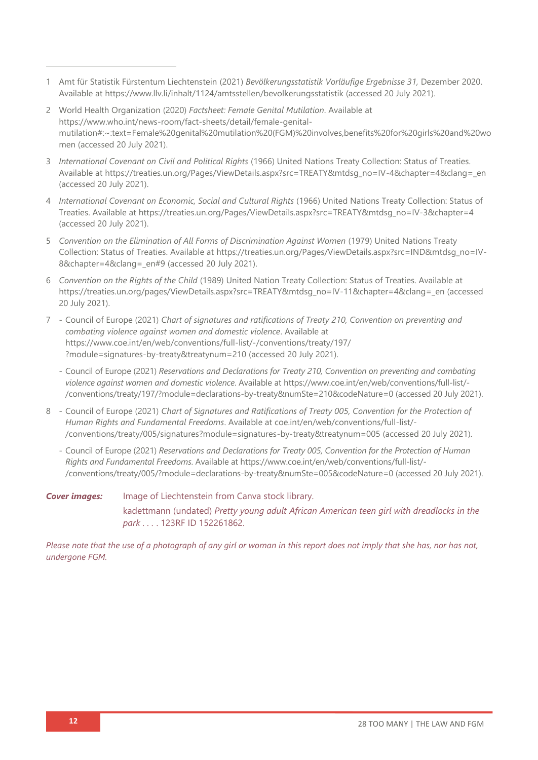1. Amt für Statistik Fürstentum Liechtenstein (2021) *Bevölkerungsstatistik Vorläufige Ergebnisse 31*, Dezember 2020. Available at https://www.llv.li/inhalt/1124/amtsstellen/bevolkerungsstatistik (accessed 20 July 2021).

2. World Health Organization (2020) *Factsheet: Female Genital Mutilation*. Available at https://www.who.int/news-room/fact-sheets/detail/female-genital-mutilation#:~:text=Female%20genital%20mutilation%20(FGM)%20involves,benefits%20for%20girls%20and%20women (accessed 20 July 2021).

3. *International Covenant on Civil and Political Rights* (1966) United Nations Treaty Collection: Status of Treaties. Available at https://treaties.un.org/Pages/ViewDetails.aspx?src=TREATY&mtdsg_no=IV-4&chapter=4&clang=_en (accessed 20 July 2021).

4. *International Covenant on Economic, Social and Cultural Rights* (1966) United Nations Treaty Collection: Status of Treaties. Available at https://treaties.un.org/Pages/ViewDetails.aspx?src=TREATY&mtdsg_no=IV-3&chapter=4 (accessed 20 July 2021).

5. *Convention on the Elimination of All Forms of Discrimination Against Women* (1979) United Nations Treaty Collection: Status of Treaties. Available at https://treaties.un.org/Pages/ViewDetails.aspx?src=IND&mtdsg_no=IV-8&chapter=4&clang=_en#9 (accessed 20 July 2021).

6. *Convention on the Rights of the Child* (1989) United Nation Treaty Collection: Status of Treaties. Available at https://treaties.un.org/pages/ViewDetails.aspx?src=TREATY&mtdsg_no=IV-11&chapter=4&clang=_en (accessed 20 July 2021).

7. - Council of Europe (2021) *Chart of signatures and ratifications of Treaty 210, Convention on preventing and combating violence against women and domestic violence*. Available at https://www.coe.int/en/web/conventions/full-list/-/conventions/treaty/197/?module=signatures-by-treaty&treatynum=210 (accessed 20 July 2021).
   - Council of Europe (2021) *Reservations and Declarations for Treaty 210, Convention on preventing and combating violence against women and domestic violence*. Available at https://www.coe.int/en/web/conventions/full-list/-/conventions/treaty/197/?module=declarations-by-treaty&numSte=210&codeNature=0 (accessed 20 July 2021).

8. - Council of Europe (2021) *Chart of Signatures and Ratifications of Treaty 005, Convention for the Protection of Human Rights and Fundamental Freedoms*. Available at coe.int/en/web/conventions/full-list/-/conventions/treaty/005/signatures?module=signatures-by-treaty&treatynum=005 (accessed 20 July 2021).
   - Council of Europe (2021) *Reservations and Declarations for Treaty 005, Convention for the Protection of Human Rights and Fundamental Freedoms.* Available at https://www.coe.int/en/web/conventions/full-list/-/conventions/treaty/005/?module=declarations-by-treaty&numSte=005&codeNature=0 (accessed 20 July 2021).

***Cover images:*** Image of Liechtenstein from Canva stock library.

kadettmann (undated) *Pretty young adult African American teen girl with dreadlocks in the park* . . . . 123RF ID 152261862.

*Please note that the use of a photograph of any girl or woman in this report does not imply that she has, nor has not, undergone FGM.*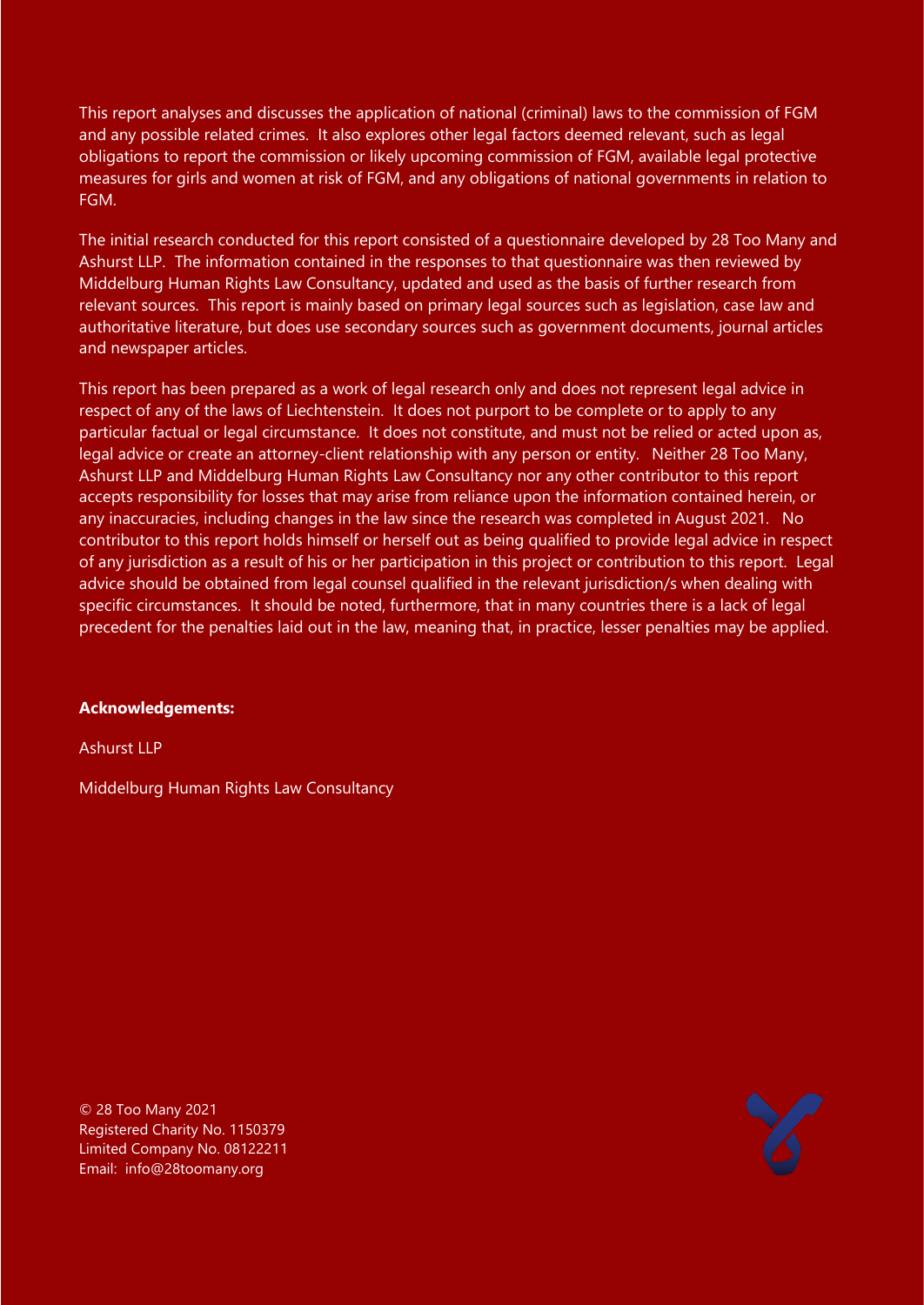This report analyses and discusses the application of national (criminal) laws to the commission of FGM and any possible related crimes. It also explores other legal factors deemed relevant, such as legal obligations to report the commission or likely upcoming commission of FGM, available legal protective measures for girls and women at risk of FGM, and any obligations of national governments in relation to FGM.

The initial research conducted for this report consisted of a questionnaire developed by 28 Too Many and Ashurst LLP. The information contained in the responses to that questionnaire was then reviewed by Middelburg Human Rights Law Consultancy, updated and used as the basis of further research from relevant sources. This report is mainly based on primary legal sources such as legislation, case law and authoritative literature, but does use secondary sources such as government documents, journal articles and newspaper articles.

This report has been prepared as a work of legal research only and does not represent legal advice in respect of any of the laws of Liechtenstein. It does not purport to be complete or to apply to any particular factual or legal circumstance. It does not constitute, and must not be relied or acted upon as, legal advice or create an attorney-client relationship with any person or entity. Neither 28 Too Many, Ashurst LLP and Middelburg Human Rights Law Consultancy nor any other contributor to this report accepts responsibility for losses that may arise from reliance upon the information contained herein, or any inaccuracies, including changes in the law since the research was completed in August 2021. No contributor to this report holds himself or herself out as being qualified to provide legal advice in respect of any jurisdiction as a result of his or her participation in this project or contribution to this report. Legal advice should be obtained from legal counsel qualified in the relevant jurisdiction/s when dealing with specific circumstances. It should be noted, furthermore, that in many countries there is a lack of legal precedent for the penalties laid out in the law, meaning that, in practice, lesser penalties may be applied.

**Acknowledgements:**

Ashurst LLP

Middelburg Human Rights Law Consultancy

© 28 Too Many 2021
Registered Charity No. 1150379
Limited Company No. 08122211
Email: info@28toomany.org